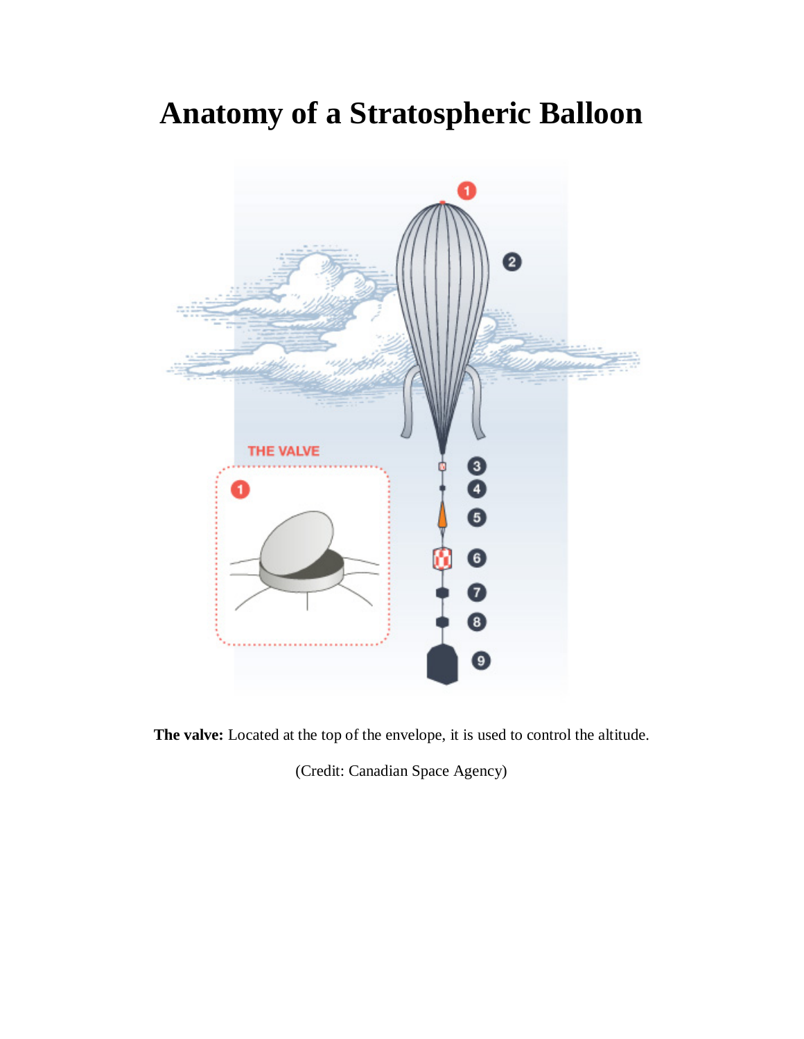# Anatomy of a Stratospheric Balloon

**The valve:** Located at the top of the envelope, it is used to control the altitude.

(Credit: Canadian Space Agency)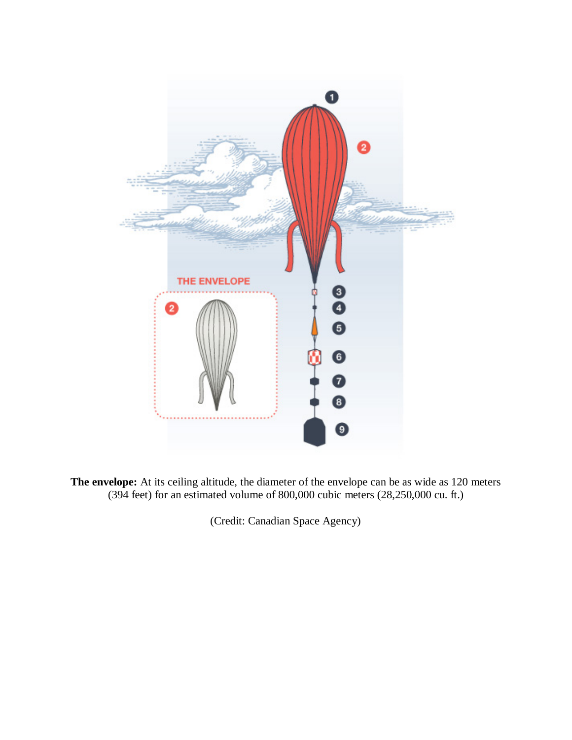**The envelope:** At its ceiling altitude, the diameter of the envelope can be as wide as 120 meters (394 feet) for an estimated volume of 800,000 cubic meters (28,250,000 cu. ft.)

(Credit: Canadian Space Agency)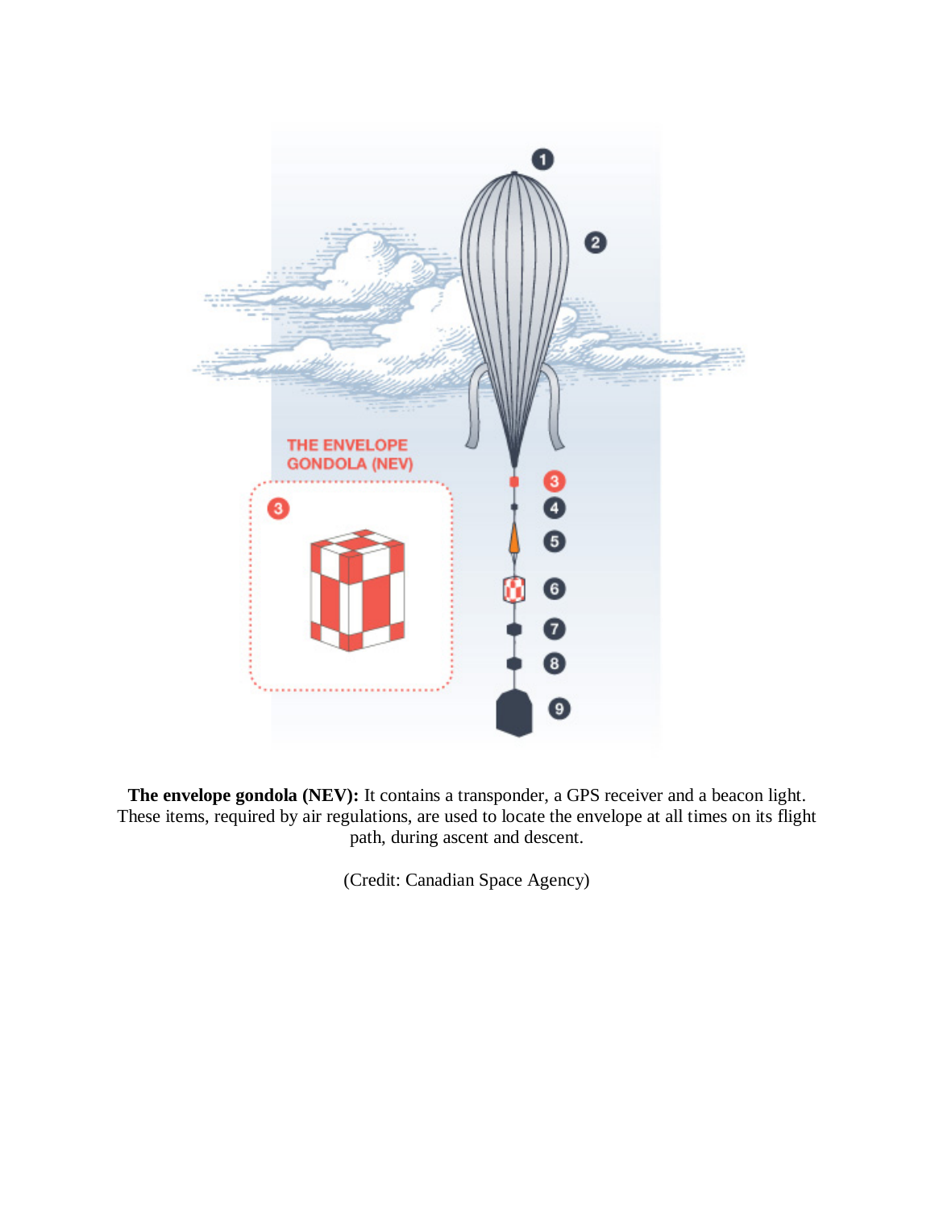**The envelope gondola (NEV):** It contains a transponder, a GPS receiver and a beacon light. These items, required by air regulations, are used to locate the envelope at all times on its flight path, during ascent and descent.

(Credit: Canadian Space Agency)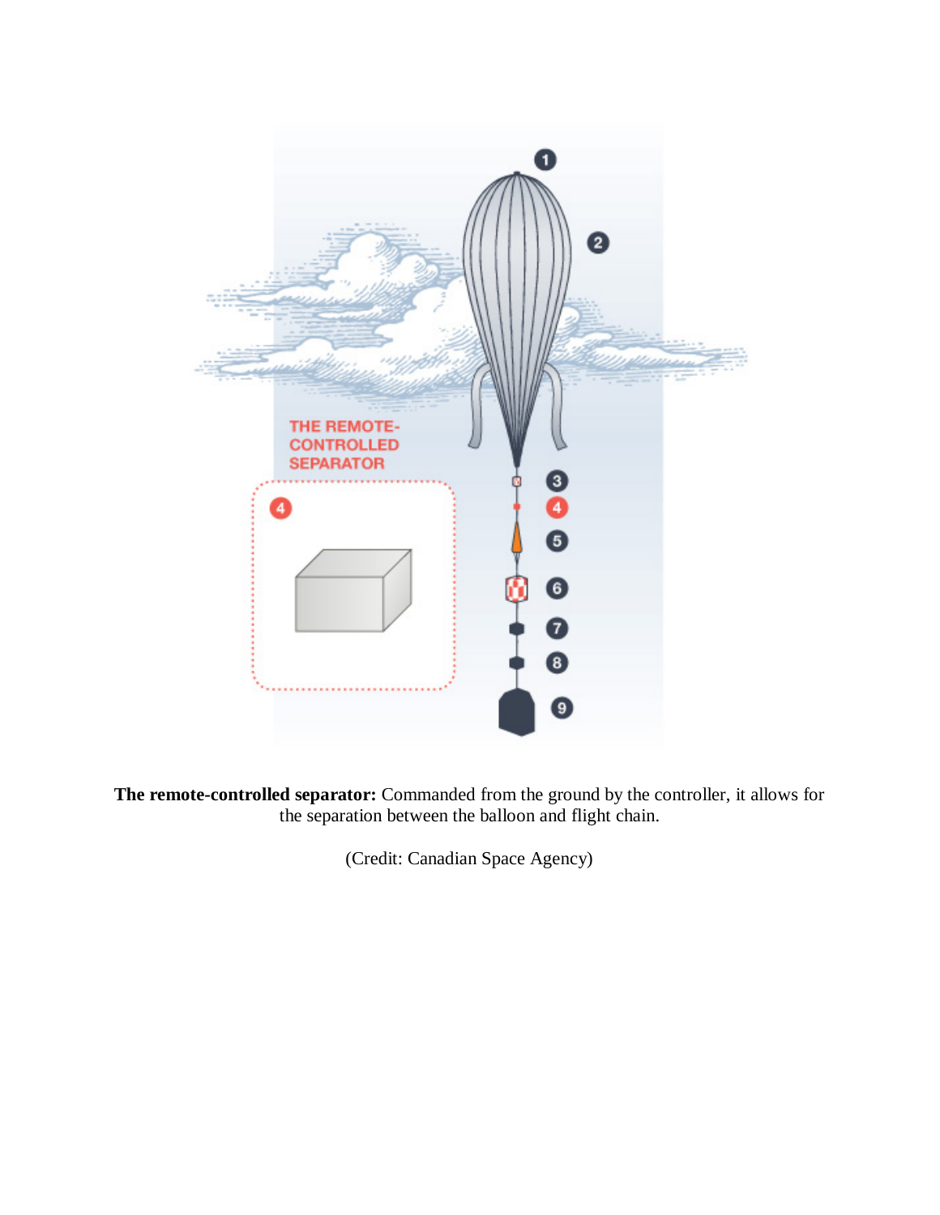**The remote-controlled separator:** Commanded from the ground by the controller, it allows for the separation between the balloon and flight chain.

(Credit: Canadian Space Agency)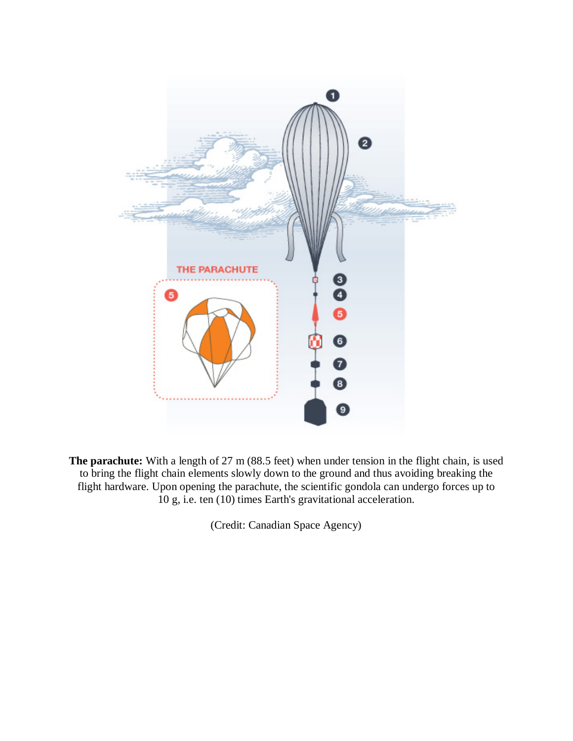**The parachute:** With a length of 27 m (88.5 feet) when under tension in the flight chain, is used to bring the flight chain elements slowly down to the ground and thus avoiding breaking the flight hardware. Upon opening the parachute, the scientific gondola can undergo forces up to 10 g, i.e. ten (10) times Earth's gravitational acceleration.

(Credit: Canadian Space Agency)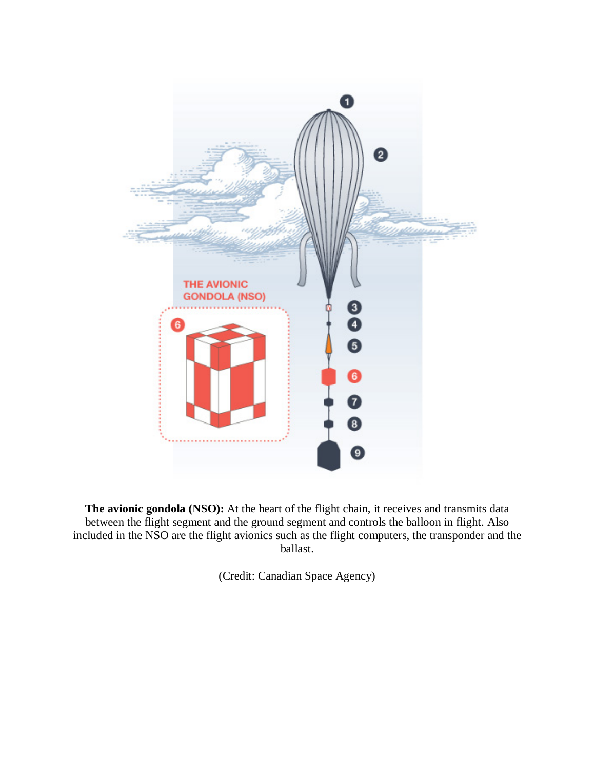**The avionic gondola (NSO):** At the heart of the flight chain, it receives and transmits data between the flight segment and the ground segment and controls the balloon in flight. Also included in the NSO are the flight avionics such as the flight computers, the transponder and the ballast.

(Credit: Canadian Space Agency)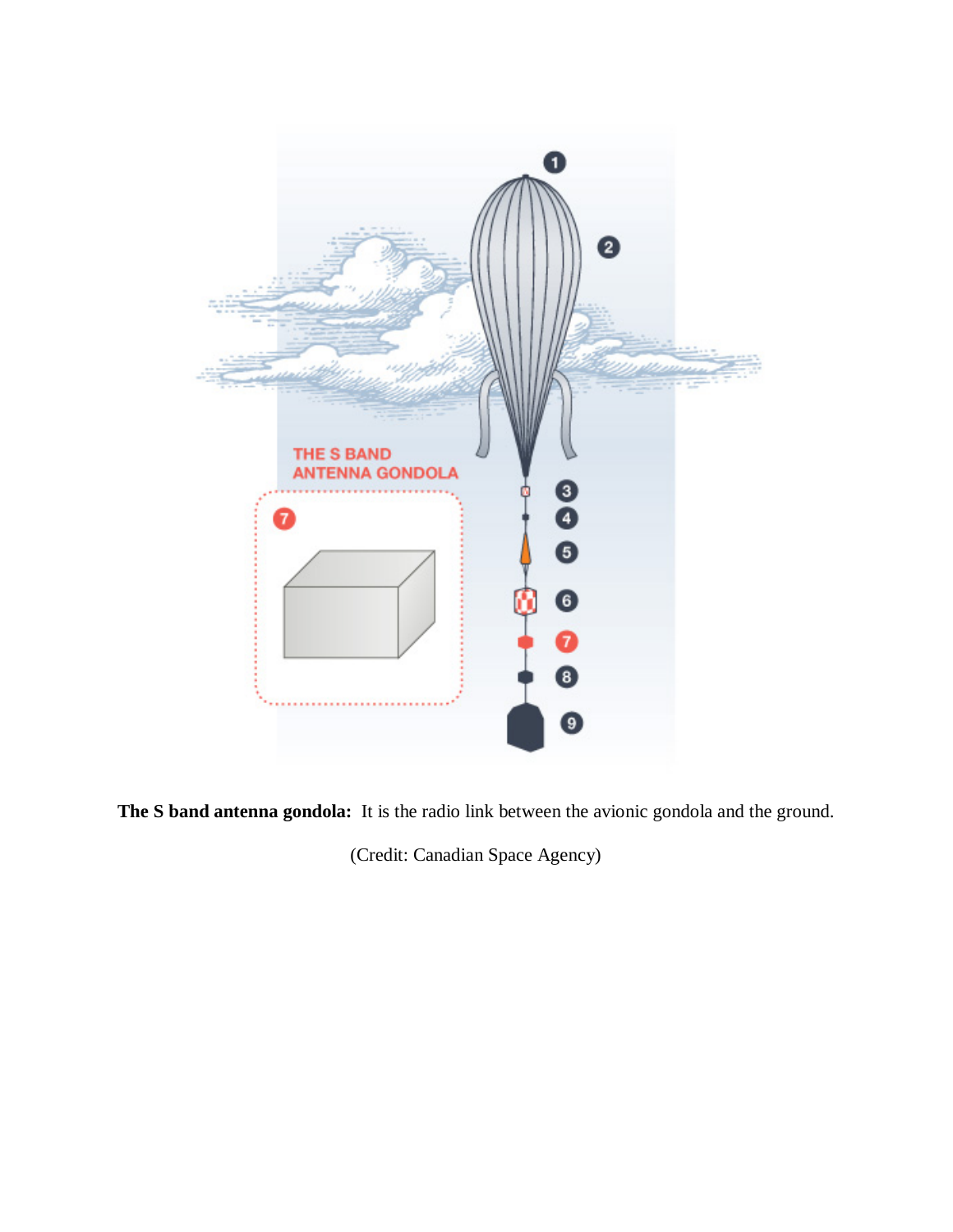**The S band antenna gondola:** It is the radio link between the avionic gondola and the ground.

(Credit: Canadian Space Agency)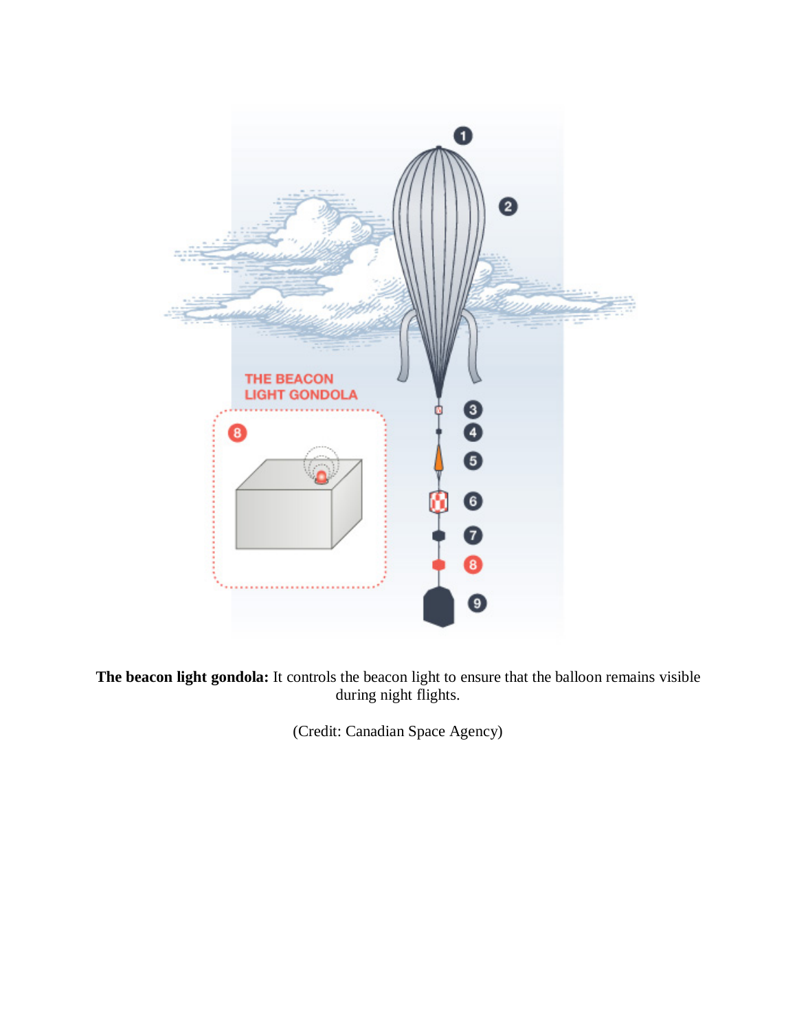**The beacon light gondola:** It controls the beacon light to ensure that the balloon remains visible during night flights.

(Credit: Canadian Space Agency)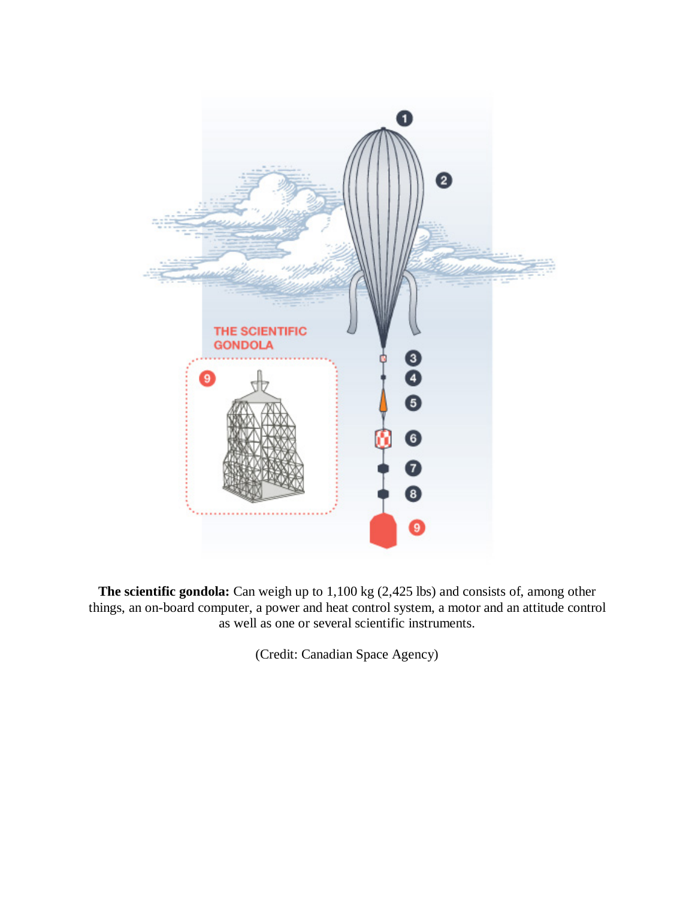THE SCIENTIFIC GONDOLA

1
2
3
4
5
6
7
8
9

**The scientific gondola:** Can weigh up to 1,100 kg (2,425 lbs) and consists of, among other things, an on-board computer, a power and heat control system, a motor and an attitude control as well as one or several scientific instruments.

(Credit: Canadian Space Agency)